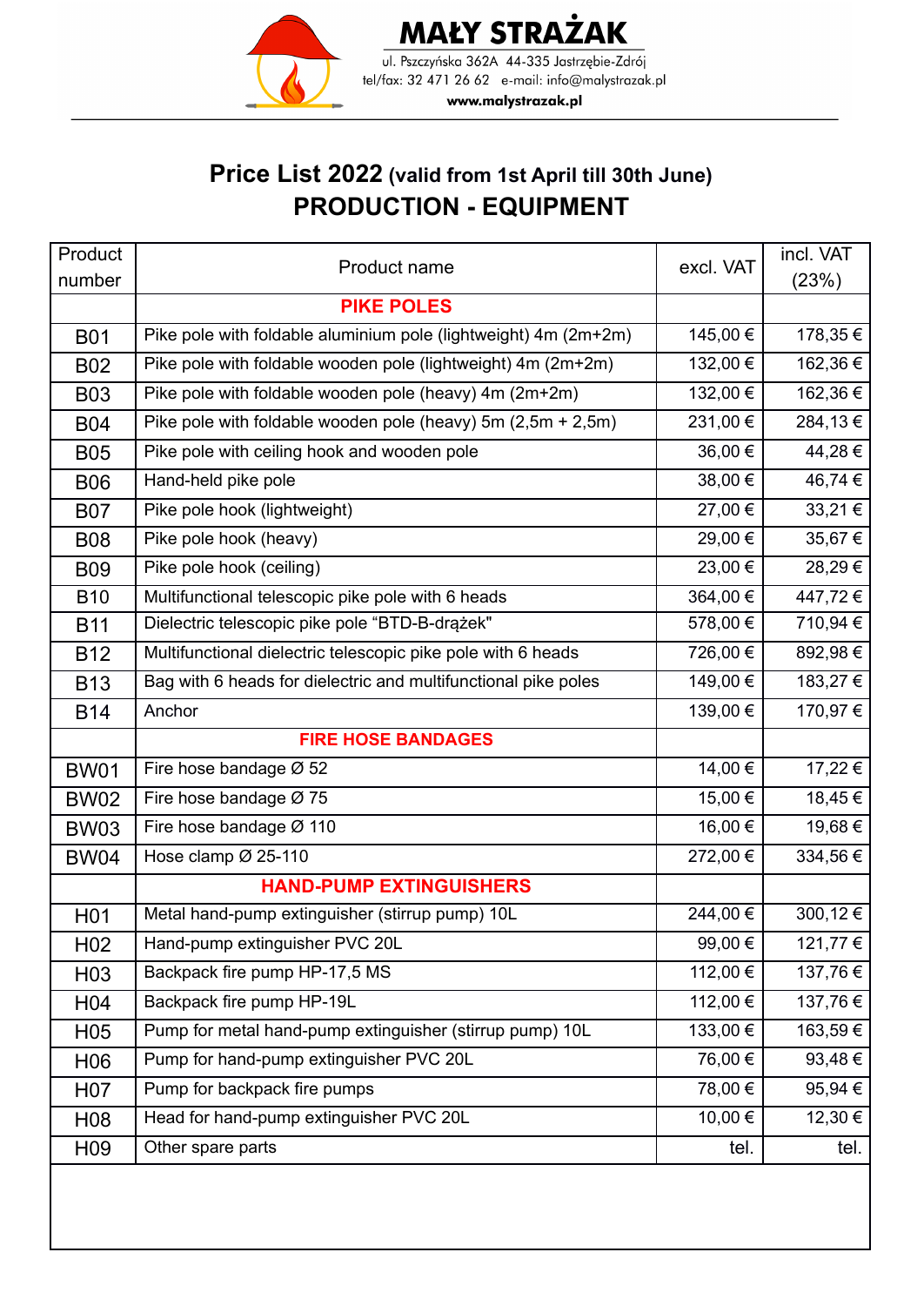**MAŁY STRAŻAK**
ul. Pszczyńska 362A 44-335 Jastrzębie-Zdrój
tel/fax: 32 471 26 62 e-mail: info@malystrazak.pl
**www.malystrazak.pl**

# Price List 2022 (valid from 1st April till 30th June)

## PRODUCTION - EQUIPMENT

| Product number | Product name | excl. VAT | incl. VAT (23%) |
|---|---|---|---|
| | **PIKE POLES** | | |
| B01 | Pike pole with foldable aluminium pole (lightweight) 4m (2m+2m) | 145,00 € | 178,35 € |
| B02 | Pike pole with foldable wooden pole (lightweight) 4m (2m+2m) | 132,00 € | 162,36 € |
| B03 | Pike pole with foldable wooden pole (heavy) 4m (2m+2m) | 132,00 € | 162,36 € |
| B04 | Pike pole with foldable wooden pole (heavy) 5m (2,5m + 2,5m) | 231,00 € | 284,13 € |
| B05 | Pike pole with ceiling hook and wooden pole | 36,00 € | 44,28 € |
| B06 | Hand-held pike pole | 38,00 € | 46,74 € |
| B07 | Pike pole hook (lightweight) | 27,00 € | 33,21 € |
| B08 | Pike pole hook (heavy) | 29,00 € | 35,67 € |
| B09 | Pike pole hook (ceiling) | 23,00 € | 28,29 € |
| B10 | Multifunctional telescopic pike pole with 6 heads | 364,00 € | 447,72 € |
| B11 | Dielectric telescopic pike pole “BTD-B-drążek" | 578,00 € | 710,94 € |
| B12 | Multifunctional dielectric telescopic pike pole with 6 heads | 726,00 € | 892,98 € |
| B13 | Bag with 6 heads for dielectric and multifunctional pike poles | 149,00 € | 183,27 € |
| B14 | Anchor | 139,00 € | 170,97 € |
| | **FIRE HOSE BANDAGES** | | |
| BW01 | Fire hose bandage Ø 52 | 14,00 € | 17,22 € |
| BW02 | Fire hose bandage Ø 75 | 15,00 € | 18,45 € |
| BW03 | Fire hose bandage Ø 110 | 16,00 € | 19,68 € |
| BW04 | Hose clamp Ø 25-110 | 272,00 € | 334,56 € |
| | **HAND-PUMP EXTINGUISHERS** | | |
| H01 | Metal hand-pump extinguisher (stirrup pump) 10L | 244,00 € | 300,12 € |
| H02 | Hand-pump extinguisher PVC 20L | 99,00 € | 121,77 € |
| H03 | Backpack fire pump HP-17,5 MS | 112,00 € | 137,76 € |
| H04 | Backpack fire pump HP-19L | 112,00 € | 137,76 € |
| H05 | Pump for metal hand-pump extinguisher (stirrup pump) 10L | 133,00 € | 163,59 € |
| H06 | Pump for hand-pump extinguisher PVC 20L | 76,00 € | 93,48 € |
| H07 | Pump for backpack fire pumps | 78,00 € | 95,94 € |
| H08 | Head for hand-pump extinguisher PVC 20L | 10,00 € | 12,30 € |
| H09 | Other spare parts | tel. | tel. |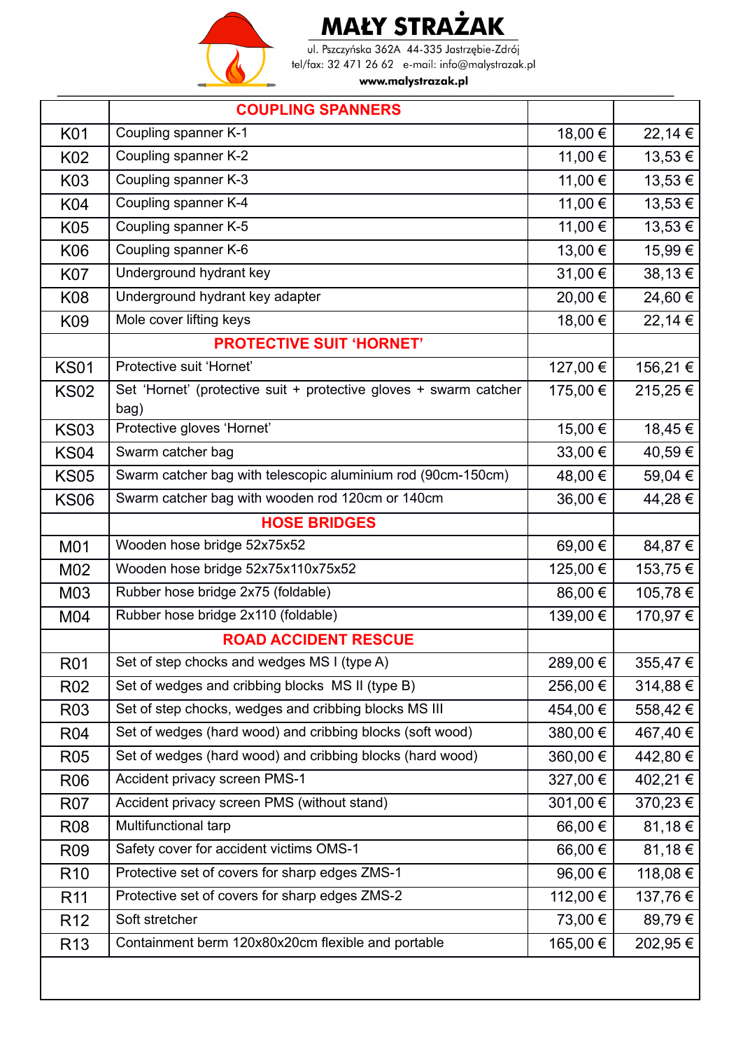# MAŁY STRAŻAK

ul. Pszczyńska 362A 44-335 Jastrzębie-Zdrój
tel/fax: 32 471 26 62 e-mail: info@malystrazak.pl
www.malystrazak.pl

| | **COUPLING SPANNERS** | | |
|---|---|---|---|
| K01 | Coupling spanner K-1 | 18,00 € | 22,14 € |
| K02 | Coupling spanner K-2 | 11,00 € | 13,53 € |
| K03 | Coupling spanner K-3 | 11,00 € | 13,53 € |
| K04 | Coupling spanner K-4 | 11,00 € | 13,53 € |
| K05 | Coupling spanner K-5 | 11,00 € | 13,53 € |
| K06 | Coupling spanner K-6 | 13,00 € | 15,99 € |
| K07 | Underground hydrant key | 31,00 € | 38,13 € |
| K08 | Underground hydrant key adapter | 20,00 € | 24,60 € |
| K09 | Mole cover lifting keys | 18,00 € | 22,14 € |
| | **PROTECTIVE SUIT 'HORNET'** | | |
| KS01 | Protective suit 'Hornet' | 127,00 € | 156,21 € |
| KS02 | Set 'Hornet' (protective suit + protective gloves + swarm catcher bag) | 175,00 € | 215,25 € |
| KS03 | Protective gloves 'Hornet' | 15,00 € | 18,45 € |
| KS04 | Swarm catcher bag | 33,00 € | 40,59 € |
| KS05 | Swarm catcher bag with telescopic aluminium rod (90cm-150cm) | 48,00 € | 59,04 € |
| KS06 | Swarm catcher bag with wooden rod 120cm or 140cm | 36,00 € | 44,28 € |
| | **HOSE BRIDGES** | | |
| M01 | Wooden hose bridge 52x75x52 | 69,00 € | 84,87 € |
| M02 | Wooden hose bridge 52x75x110x75x52 | 125,00 € | 153,75 € |
| M03 | Rubber hose bridge 2x75 (foldable) | 86,00 € | 105,78 € |
| M04 | Rubber hose bridge 2x110 (foldable) | 139,00 € | 170,97 € |
| | **ROAD ACCIDENT RESCUE** | | |
| R01 | Set of step chocks and wedges MS I (type A) | 289,00 € | 355,47 € |
| R02 | Set of wedges and cribbing blocks MS II (type B) | 256,00 € | 314,88 € |
| R03 | Set of step chocks, wedges and cribbing blocks MS III | 454,00 € | 558,42 € |
| R04 | Set of wedges (hard wood) and cribbing blocks (soft wood) | 380,00 € | 467,40 € |
| R05 | Set of wedges (hard wood) and cribbing blocks (hard wood) | 360,00 € | 442,80 € |
| R06 | Accident privacy screen PMS-1 | 327,00 € | 402,21 € |
| R07 | Accident privacy screen PMS (without stand) | 301,00 € | 370,23 € |
| R08 | Multifunctional tarp | 66,00 € | 81,18 € |
| R09 | Safety cover for accident victims OMS-1 | 66,00 € | 81,18 € |
| R10 | Protective set of covers for sharp edges ZMS-1 | 96,00 € | 118,08 € |
| R11 | Protective set of covers for sharp edges ZMS-2 | 112,00 € | 137,76 € |
| R12 | Soft stretcher | 73,00 € | 89,79 € |
| R13 | Containment berm 120x80x20cm flexible and portable | 165,00 € | 202,95 € |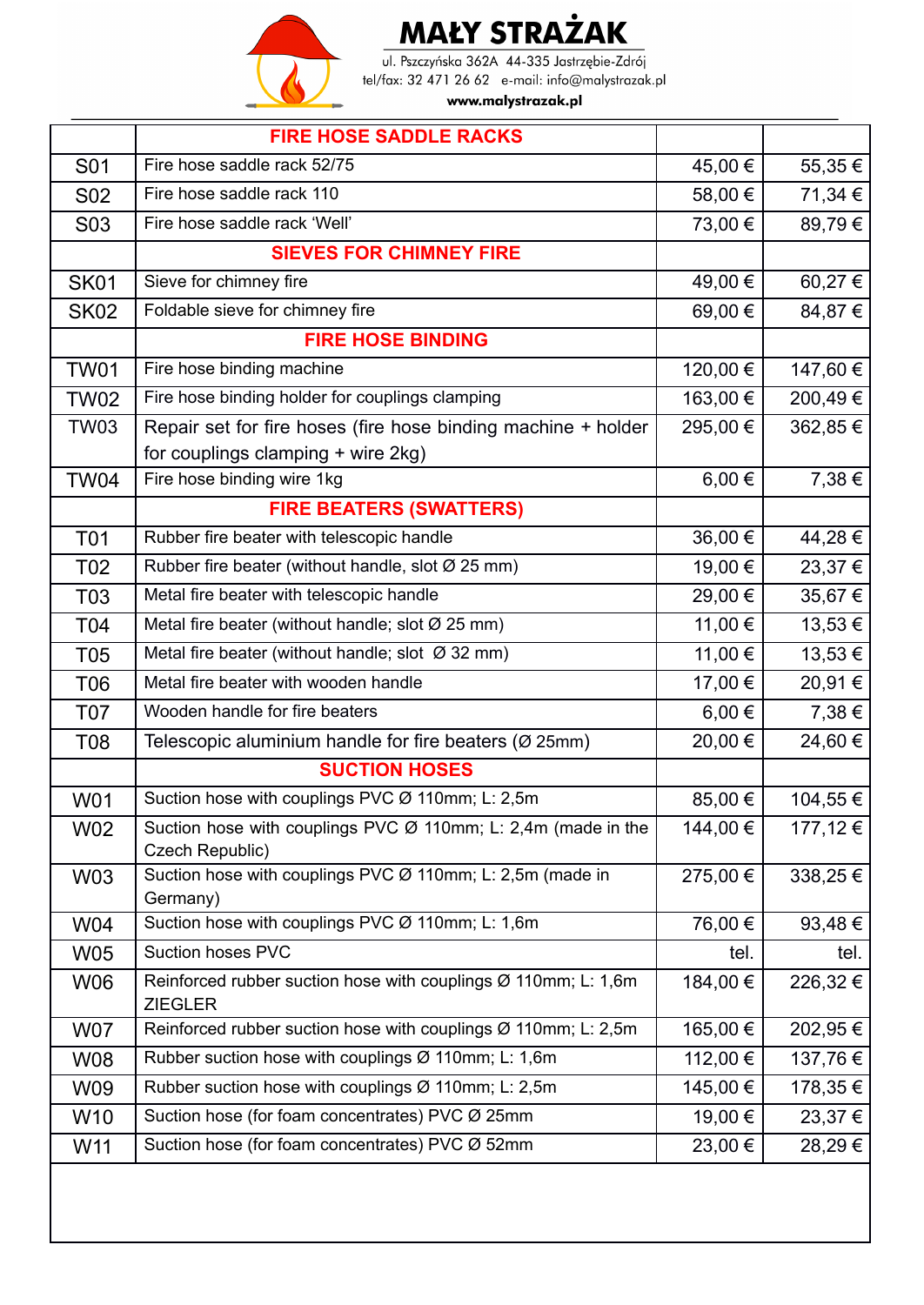# MAŁY STRAŻAK

ul. Pszczyńska 362A 44-335 Jastrzębie-Zdrój
tel/fax: 32 471 26 62 e-mail: info@malystrazak.pl
www.malystrazak.pl

| | **FIRE HOSE SADDLE RACKS** | | |
|---|---|---|---|
| S01 | Fire hose saddle rack 52/75 | 45,00 € | 55,35 € |
| S02 | Fire hose saddle rack 110 | 58,00 € | 71,34 € |
| S03 | Fire hose saddle rack 'Well' | 73,00 € | 89,79 € |
| | **SIEVES FOR CHIMNEY FIRE** | | |
| SK01 | Sieve for chimney fire | 49,00 € | 60,27 € |
| SK02 | Foldable sieve for chimney fire | 69,00 € | 84,87 € |
| | **FIRE HOSE BINDING** | | |
| TW01 | Fire hose binding machine | 120,00 € | 147,60 € |
| TW02 | Fire hose binding holder for couplings clamping | 163,00 € | 200,49 € |
| TW03 | Repair set for fire hoses (fire hose binding machine + holder for couplings clamping + wire 2kg) | 295,00 € | 362,85 € |
| TW04 | Fire hose binding wire 1kg | 6,00 € | 7,38 € |
| | **FIRE BEATERS (SWATTERS)** | | |
| T01 | Rubber fire beater with telescopic handle | 36,00 € | 44,28 € |
| T02 | Rubber fire beater (without handle, slot Ø 25 mm) | 19,00 € | 23,37 € |
| T03 | Metal fire beater with telescopic handle | 29,00 € | 35,67 € |
| T04 | Metal fire beater (without handle; slot Ø 25 mm) | 11,00 € | 13,53 € |
| T05 | Metal fire beater (without handle; slot Ø 32 mm) | 11,00 € | 13,53 € |
| T06 | Metal fire beater with wooden handle | 17,00 € | 20,91 € |
| T07 | Wooden handle for fire beaters | 6,00 € | 7,38 € |
| T08 | Telescopic aluminium handle for fire beaters (Ø 25mm) | 20,00 € | 24,60 € |
| | **SUCTION HOSES** | | |
| W01 | Suction hose with couplings PVC Ø 110mm; L: 2,5m | 85,00 € | 104,55 € |
| W02 | Suction hose with couplings PVC Ø 110mm; L: 2,4m (made in the Czech Republic) | 144,00 € | 177,12 € |
| W03 | Suction hose with couplings PVC Ø 110mm; L: 2,5m (made in Germany) | 275,00 € | 338,25 € |
| W04 | Suction hose with couplings PVC Ø 110mm; L: 1,6m | 76,00 € | 93,48 € |
| W05 | Suction hoses PVC | tel. | tel. |
| W06 | Reinforced rubber suction hose with couplings Ø 110mm; L: 1,6m ZIEGLER | 184,00 € | 226,32 € |
| W07 | Reinforced rubber suction hose with couplings Ø 110mm; L: 2,5m | 165,00 € | 202,95 € |
| W08 | Rubber suction hose with couplings Ø 110mm; L: 1,6m | 112,00 € | 137,76 € |
| W09 | Rubber suction hose with couplings Ø 110mm; L: 2,5m | 145,00 € | 178,35 € |
| W10 | Suction hose (for foam concentrates) PVC Ø 25mm | 19,00 € | 23,37 € |
| W11 | Suction hose (for foam concentrates) PVC Ø 52mm | 23,00 € | 28,29 € |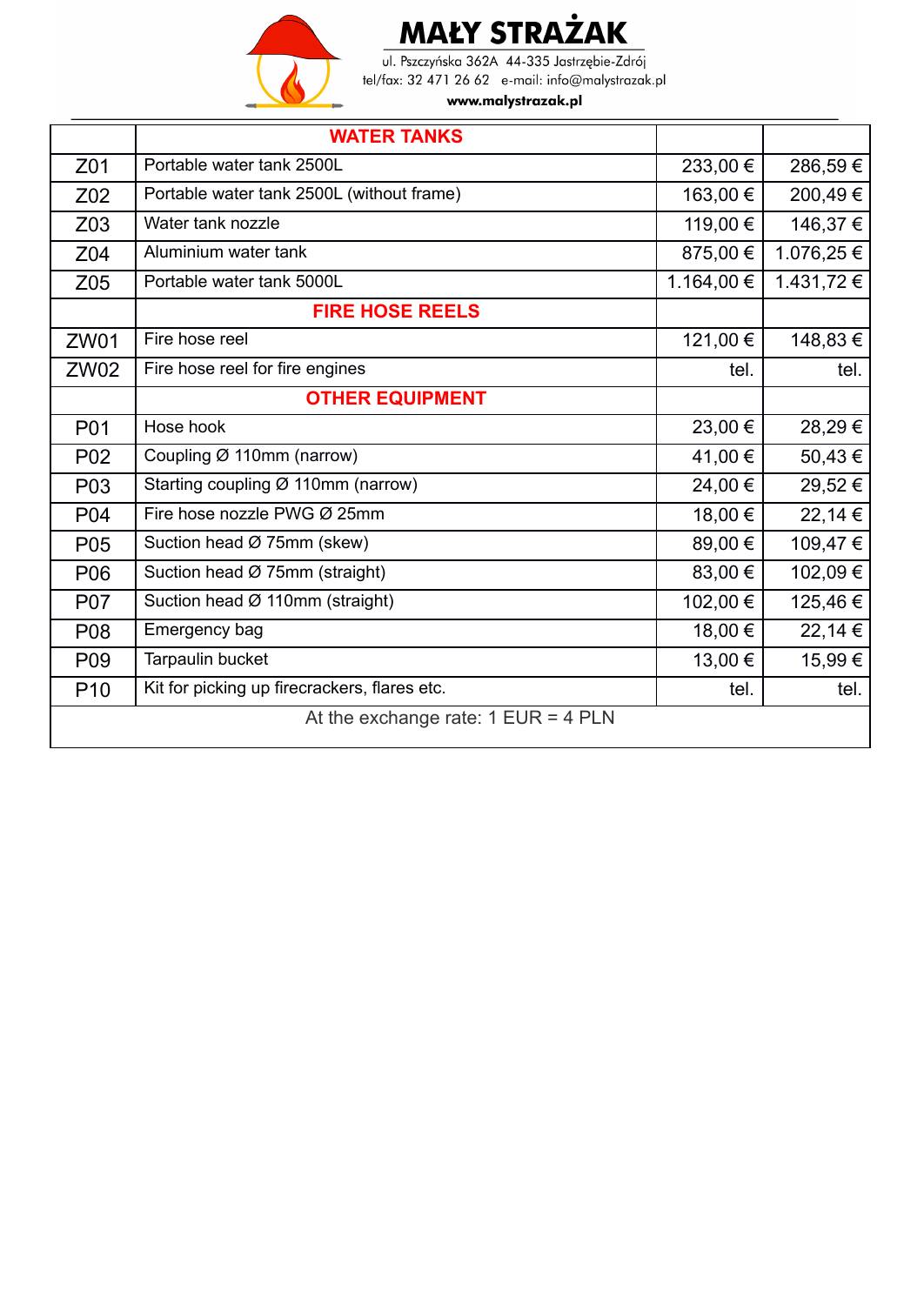# MAŁY STRAŻAK

ul. Pszczyńska 362A 44-335 Jastrzębie-Zdrój
tel/fax: 32 471 26 62 e-mail: info@malystrazak.pl
**www.malystrazak.pl**

| | | | |
|---|---|---|---|
| | **WATER TANKS** | | |
| Z01 | Portable water tank 2500L | 233,00 € | 286,59 € |
| Z02 | Portable water tank 2500L (without frame) | 163,00 € | 200,49 € |
| Z03 | Water tank nozzle | 119,00 € | 146,37 € |
| Z04 | Aluminium water tank | 875,00 € | 1.076,25 € |
| Z05 | Portable water tank 5000L | 1.164,00 € | 1.431,72 € |
| | **FIRE HOSE REELS** | | |
| ZW01 | Fire hose reel | 121,00 € | 148,83 € |
| ZW02 | Fire hose reel for fire engines | tel. | tel. |
| | **OTHER EQUIPMENT** | | |
| P01 | Hose hook | 23,00 € | 28,29 € |
| P02 | Coupling Ø 110mm (narrow) | 41,00 € | 50,43 € |
| P03 | Starting coupling Ø 110mm (narrow) | 24,00 € | 29,52 € |
| P04 | Fire hose nozzle PWG Ø 25mm | 18,00 € | 22,14 € |
| P05 | Suction head Ø 75mm (skew) | 89,00 € | 109,47 € |
| P06 | Suction head Ø 75mm (straight) | 83,00 € | 102,09 € |
| P07 | Suction head Ø 110mm (straight) | 102,00 € | 125,46 € |
| P08 | Emergency bag | 18,00 € | 22,14 € |
| P09 | Tarpaulin bucket | 13,00 € | 15,99 € |
| P10 | Kit for picking up firecrackers, flares etc. | tel. | tel. |
| At the exchange rate: 1 EUR = 4 PLN | | | |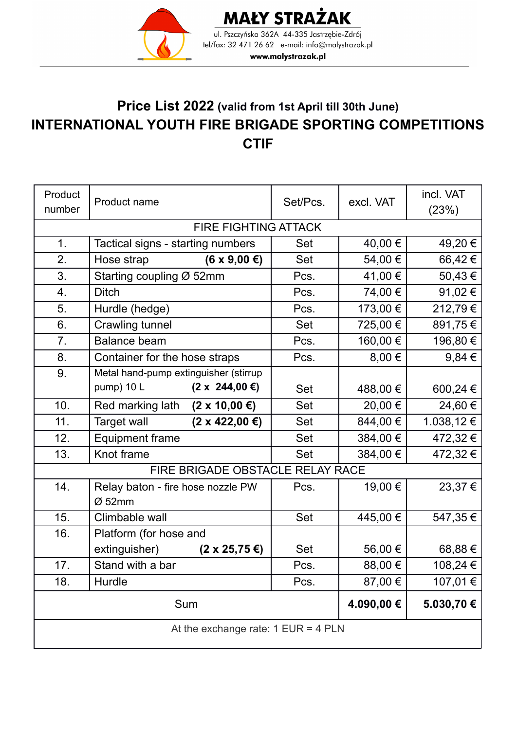**MAŁY STRAŻAK**

ul. Pszczyńska 362A 44-335 Jastrzębie-Zdrój
tel/fax: 32 471 26 62 e-mail: info@malystrazak.pl
**www.malystrazak.pl**

# Price List 2022 (valid from 1st April till 30th June)

## INTERNATIONAL YOUTH FIRE BRIGADE SPORTING COMPETITIONS CTIF

| Product number | Product name | Set/Pcs. | excl. VAT | incl. VAT (23%) |
|---|---|---|---|---|
| FIRE FIGHTING ATTACK | | | | |
| 1. | Tactical signs - starting numbers | Set | 40,00 € | 49,20 € |
| 2. | Hose strap **(6 x 9,00 €)** | Set | 54,00 € | 66,42 € |
| 3. | Starting coupling Ø 52mm | Pcs. | 41,00 € | 50,43 € |
| 4. | Ditch | Pcs. | 74,00 € | 91,02 € |
| 5. | Hurdle (hedge) | Pcs. | 173,00 € | 212,79 € |
| 6. | Crawling tunnel | Set | 725,00 € | 891,75 € |
| 7. | Balance beam | Pcs. | 160,00 € | 196,80 € |
| 8. | Container for the hose straps | Pcs. | 8,00 € | 9,84 € |
| 9. | Metal hand-pump extinguisher (stirrup pump) 10 L **(2 x 244,00 €)** | Set | 488,00 € | 600,24 € |
| 10. | Red marking lath **(2 x 10,00 €)** | Set | 20,00 € | 24,60 € |
| 11. | Target wall **(2 x 422,00 €)** | Set | 844,00 € | 1.038,12 € |
| 12. | Equipment frame | Set | 384,00 € | 472,32 € |
| 13. | Knot frame | Set | 384,00 € | 472,32 € |
| FIRE BRIGADE OBSTACLE RELAY RACE | | | | |
| 14. | Relay baton - fire hose nozzle PW Ø 52mm | Pcs. | 19,00 € | 23,37 € |
| 15. | Climbable wall | Set | 445,00 € | 547,35 € |
| 16. | Platform (for hose and extinguisher) **(2 x 25,75 €)** | Set | 56,00 € | 68,88 € |
| 17. | Stand with a bar | Pcs. | 88,00 € | 108,24 € |
| 18. | Hurdle | Pcs. | 87,00 € | 107,01 € |
| Sum | | | **4.090,00 €** | **5.030,70 €** |
| At the exchange rate: 1 EUR = 4 PLN | | | | |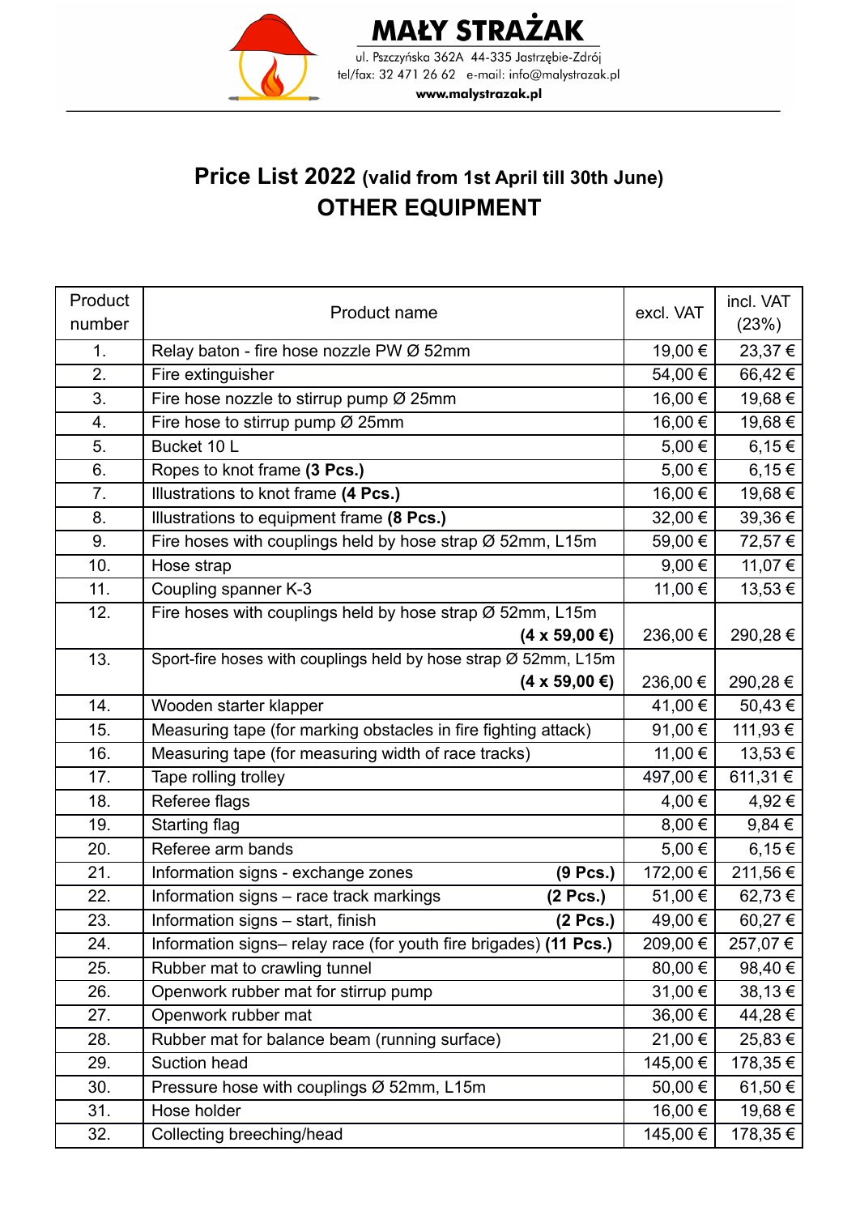**MAŁY STRAŻAK**
ul. Pszczyńska 362A 44-335 Jastrzębie-Zdrój
tel/fax: 32 471 26 62 e-mail: info@malystrazak.pl
www.malystrazak.pl

# Price List 2022 (valid from 1st April till 30th June)
## OTHER EQUIPMENT

| Product number | Product name | excl. VAT | incl. VAT (23%) |
|---|---|---|---|
| 1. | Relay baton - fire hose nozzle PW Ø 52mm | 19,00 € | 23,37 € |
| 2. | Fire extinguisher | 54,00 € | 66,42 € |
| 3. | Fire hose nozzle to stirrup pump Ø 25mm | 16,00 € | 19,68 € |
| 4. | Fire hose to stirrup pump Ø 25mm | 16,00 € | 19,68 € |
| 5. | Bucket 10 L | 5,00 € | 6,15 € |
| 6. | Ropes to knot frame **(3 Pcs.)** | 5,00 € | 6,15 € |
| 7. | Illustrations to knot frame **(4 Pcs.)** | 16,00 € | 19,68 € |
| 8. | Illustrations to equipment frame **(8 Pcs.)** | 32,00 € | 39,36 € |
| 9. | Fire hoses with couplings held by hose strap Ø 52mm, L15m | 59,00 € | 72,57 € |
| 10. | Hose strap | 9,00 € | 11,07 € |
| 11. | Coupling spanner K-3 | 11,00 € | 13,53 € |
| 12. | Fire hoses with couplings held by hose strap Ø 52mm, L15m **(4 x 59,00 €)** | 236,00 € | 290,28 € |
| 13. | Sport-fire hoses with couplings held by hose strap Ø 52mm, L15m **(4 x 59,00 €)** | 236,00 € | 290,28 € |
| 14. | Wooden starter klapper | 41,00 € | 50,43 € |
| 15. | Measuring tape (for marking obstacles in fire fighting attack) | 91,00 € | 111,93 € |
| 16. | Measuring tape (for measuring width of race tracks) | 11,00 € | 13,53 € |
| 17. | Tape rolling trolley | 497,00 € | 611,31 € |
| 18. | Referee flags | 4,00 € | 4,92 € |
| 19. | Starting flag | 8,00 € | 9,84 € |
| 20. | Referee arm bands | 5,00 € | 6,15 € |
| 21. | Information signs - exchange zones **(9 Pcs.)** | 172,00 € | 211,56 € |
| 22. | Information signs – race track markings **(2 Pcs.)** | 51,00 € | 62,73 € |
| 23. | Information signs – start, finish **(2 Pcs.)** | 49,00 € | 60,27 € |
| 24. | Information signs– relay race (for youth fire brigades) **(11 Pcs.)** | 209,00 € | 257,07 € |
| 25. | Rubber mat to crawling tunnel | 80,00 € | 98,40 € |
| 26. | Openwork rubber mat for stirrup pump | 31,00 € | 38,13 € |
| 27. | Openwork rubber mat | 36,00 € | 44,28 € |
| 28. | Rubber mat for balance beam (running surface) | 21,00 € | 25,83 € |
| 29. | Suction head | 145,00 € | 178,35 € |
| 30. | Pressure hose with couplings Ø 52mm, L15m | 50,00 € | 61,50 € |
| 31. | Hose holder | 16,00 € | 19,68 € |
| 32. | Collecting breeching/head | 145,00 € | 178,35 € |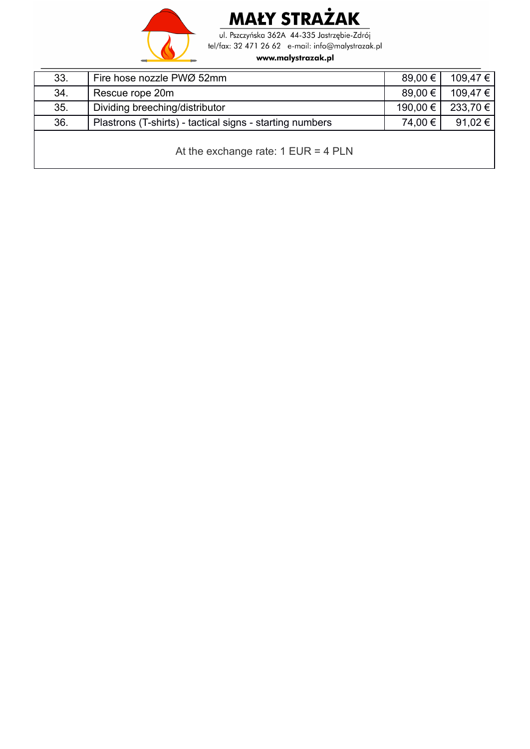# MAŁY STRAŻAK

ul. Pszczyńska 362A 44-335 Jastrzębie-Zdrój
tel/fax: 32 471 26 62 e-mail: info@malystrazak.pl
**www.malystrazak.pl**

| | | | |
|---|---|---|---|
| 33. | Fire hose nozzle PWØ 52mm | 89,00 € | 109,47 € |
| 34. | Rescue rope 20m | 89,00 € | 109,47 € |
| 35. | Dividing breeching/distributor | 190,00 € | 233,70 € |
| 36. | Plastrons (T-shirts) - tactical signs - starting numbers | 74,00 € | 91,02 € |

At the exchange rate: 1 EUR = 4 PLN